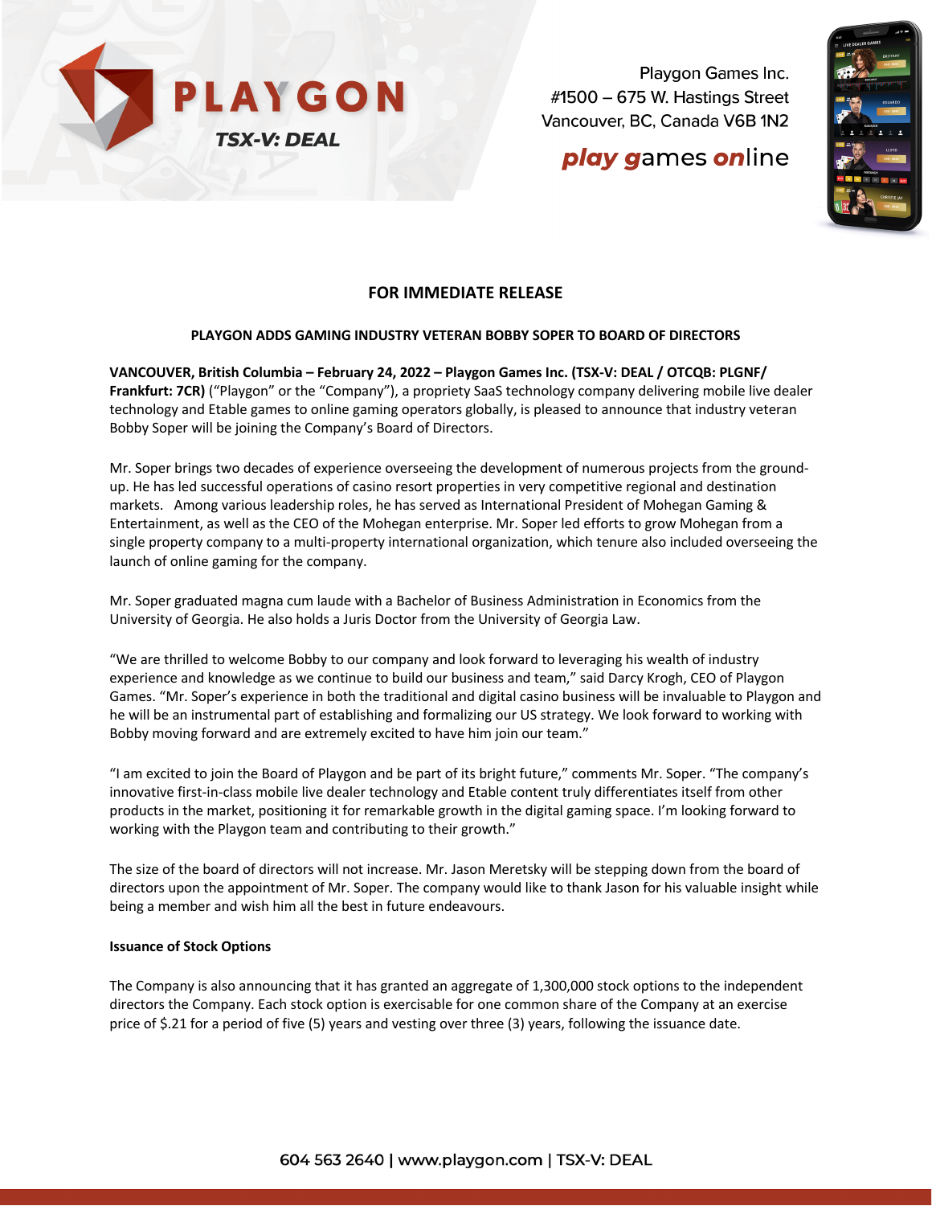PLAYGON

TSX-V: DEAL

Playgon Games Inc.
#1500 – 675 W. Hastings Street
Vancouver, BC, Canada V6B 1N2

**play games online**

## FOR IMMEDIATE RELEASE

### PLAYGON ADDS GAMING INDUSTRY VETERAN BOBBY SOPER TO BOARD OF DIRECTORS

**VANCOUVER, British Columbia – February 24, 2022 – Playgon Games Inc. (TSX-V: DEAL / OTCQB: PLGNF/ Frankfurt: 7CR)** ("Playgon" or the "Company"), a propriety SaaS technology company delivering mobile live dealer technology and Etable games to online gaming operators globally, is pleased to announce that industry veteran Bobby Soper will be joining the Company's Board of Directors.

Mr. Soper brings two decades of experience overseeing the development of numerous projects from the ground-up. He has led successful operations of casino resort properties in very competitive regional and destination markets. Among various leadership roles, he has served as International President of Mohegan Gaming & Entertainment, as well as the CEO of the Mohegan enterprise. Mr. Soper led efforts to grow Mohegan from a single property company to a multi-property international organization, which tenure also included overseeing the launch of online gaming for the company.

Mr. Soper graduated magna cum laude with a Bachelor of Business Administration in Economics from the University of Georgia. He also holds a Juris Doctor from the University of Georgia Law.

"We are thrilled to welcome Bobby to our company and look forward to leveraging his wealth of industry experience and knowledge as we continue to build our business and team," said Darcy Krogh, CEO of Playgon Games. "Mr. Soper's experience in both the traditional and digital casino business will be invaluable to Playgon and he will be an instrumental part of establishing and formalizing our US strategy. We look forward to working with Bobby moving forward and are extremely excited to have him join our team."

"I am excited to join the Board of Playgon and be part of its bright future," comments Mr. Soper. "The company's innovative first-in-class mobile live dealer technology and Etable content truly differentiates itself from other products in the market, positioning it for remarkable growth in the digital gaming space. I'm looking forward to working with the Playgon team and contributing to their growth."

The size of the board of directors will not increase. Mr. Jason Meretsky will be stepping down from the board of directors upon the appointment of Mr. Soper. The company would like to thank Jason for his valuable insight while being a member and wish him all the best in future endeavours.

**Issuance of Stock Options**

The Company is also announcing that it has granted an aggregate of 1,300,000 stock options to the independent directors the Company. Each stock option is exercisable for one common share of the Company at an exercise price of $.21 for a period of five (5) years and vesting over three (3) years, following the issuance date.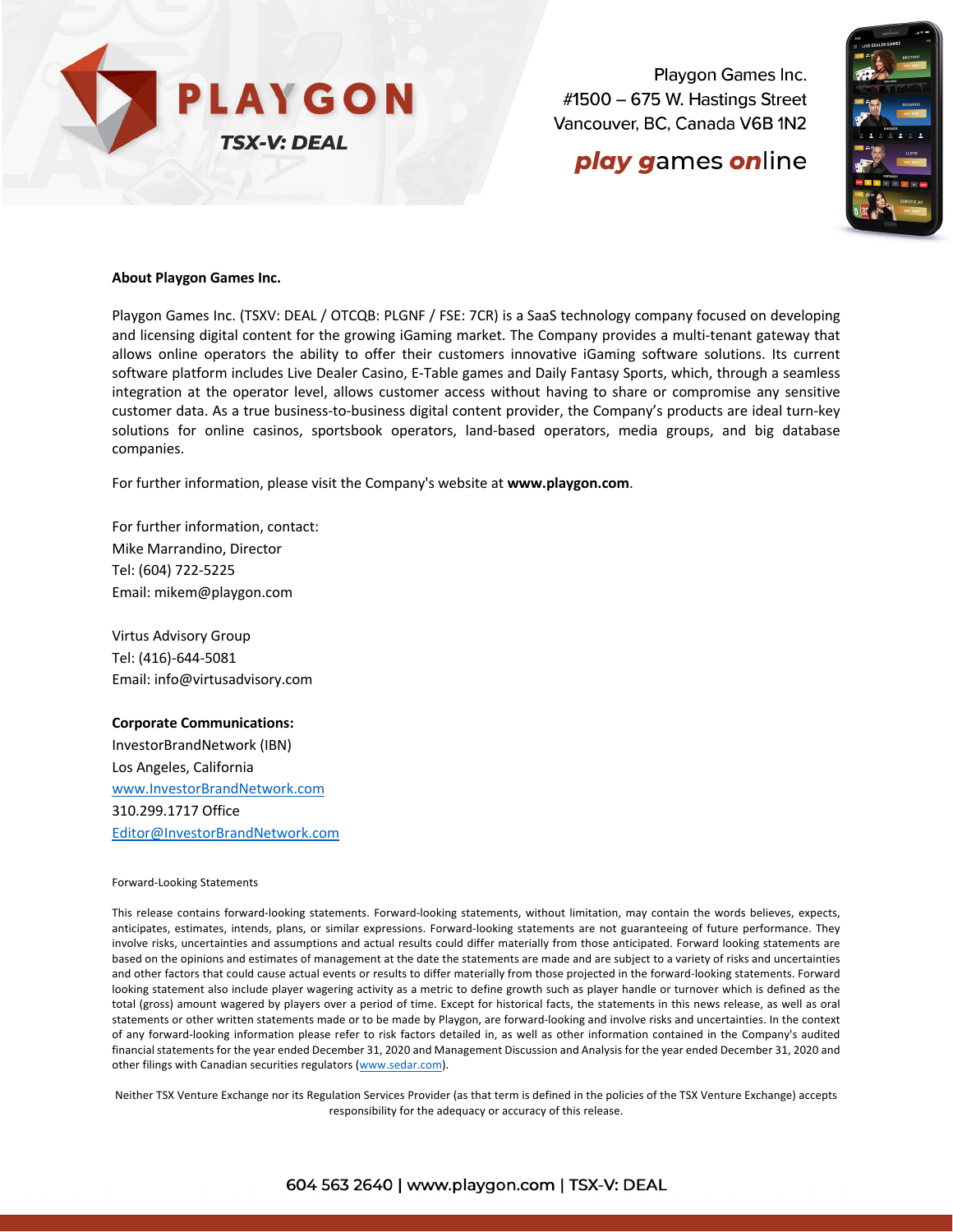**About Playgon Games Inc.**

Playgon Games Inc. (TSXV: DEAL / OTCQB: PLGNF / FSE: 7CR) is a SaaS technology company focused on developing and licensing digital content for the growing iGaming market. The Company provides a multi-tenant gateway that allows online operators the ability to offer their customers innovative iGaming software solutions. Its current software platform includes Live Dealer Casino, E-Table games and Daily Fantasy Sports, which, through a seamless integration at the operator level, allows customer access without having to share or compromise any sensitive customer data. As a true business-to-business digital content provider, the Company's products are ideal turn-key solutions for online casinos, sportsbook operators, land-based operators, media groups, and big database companies.

For further information, please visit the Company's website at **www.playgon.com**.

For further information, contact:
Mike Marrandino, Director
Tel: (604) 722-5225
Email: mikem@playgon.com

Virtus Advisory Group
Tel: (416)-644-5081
Email: info@virtusadvisory.com

**Corporate Communications:**
InvestorBrandNetwork (IBN)
Los Angeles, California
www.InvestorBrandNetwork.com
310.299.1717 Office
Editor@InvestorBrandNetwork.com

Forward-Looking Statements

This release contains forward-looking statements. Forward-looking statements, without limitation, may contain the words believes, expects, anticipates, estimates, intends, plans, or similar expressions. Forward-looking statements are not guaranteeing of future performance. They involve risks, uncertainties and assumptions and actual results could differ materially from those anticipated. Forward looking statements are based on the opinions and estimates of management at the date the statements are made and are subject to a variety of risks and uncertainties and other factors that could cause actual events or results to differ materially from those projected in the forward-looking statements. Forward looking statement also include player wagering activity as a metric to define growth such as player handle or turnover which is defined as the total (gross) amount wagered by players over a period of time. Except for historical facts, the statements in this news release, as well as oral statements or other written statements made or to be made by Playgon, are forward-looking and involve risks and uncertainties. In the context of any forward-looking information please refer to risk factors detailed in, as well as other information contained in the Company's audited financial statements for the year ended December 31, 2020 and Management Discussion and Analysis for the year ended December 31, 2020 and other filings with Canadian securities regulators (www.sedar.com).

Neither TSX Venture Exchange nor its Regulation Services Provider (as that term is defined in the policies of the TSX Venture Exchange) accepts responsibility for the adequacy or accuracy of this release.